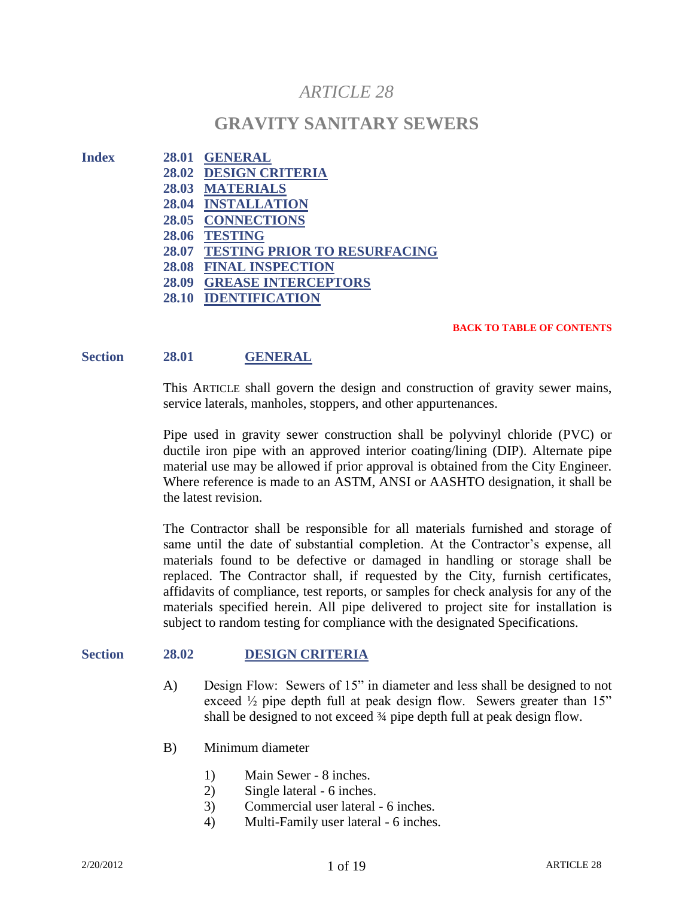# *ARTICLE 28*

# GRAVITY SANITARY SEWERS

**Index**

- **28.01 GENERAL**
- **28.02 DESIGN CRITERIA**
- **28.03 MATERIALS**
- **28.04 INSTALLATION**
- **28.05 CONNECTIONS**
- **28.06 TESTING**
- **28.07 TESTING PRIOR TO RESURFACING**
- **28.08 FINAL INSPECTION**
- **28.09 GREASE INTERCEPTORS**
- **28.10 IDENTIFICATION**

**BACK TO TABLE OF CONTENTS**

## Section 28.01 GENERAL

This ARTICLE shall govern the design and construction of gravity sewer mains, service laterals, manholes, stoppers, and other appurtenances.

Pipe used in gravity sewer construction shall be polyvinyl chloride (PVC) or ductile iron pipe with an approved interior coating/lining (DIP). Alternate pipe material use may be allowed if prior approval is obtained from the City Engineer. Where reference is made to an ASTM, ANSI or AASHTO designation, it shall be the latest revision.

The Contractor shall be responsible for all materials furnished and storage of same until the date of substantial completion. At the Contractor's expense, all materials found to be defective or damaged in handling or storage shall be replaced. The Contractor shall, if requested by the City, furnish certificates, affidavits of compliance, test reports, or samples for check analysis for any of the materials specified herein. All pipe delivered to project site for installation is subject to random testing for compliance with the designated Specifications.

## Section 28.02 DESIGN CRITERIA

A) Design Flow: Sewers of 15" in diameter and less shall be designed to not exceed ½ pipe depth full at peak design flow. Sewers greater than 15" shall be designed to not exceed ¾ pipe depth full at peak design flow.

B) Minimum diameter

1) Main Sewer - 8 inches.
2) Single lateral - 6 inches.
3) Commercial user lateral - 6 inches.
4) Multi-Family user lateral - 6 inches.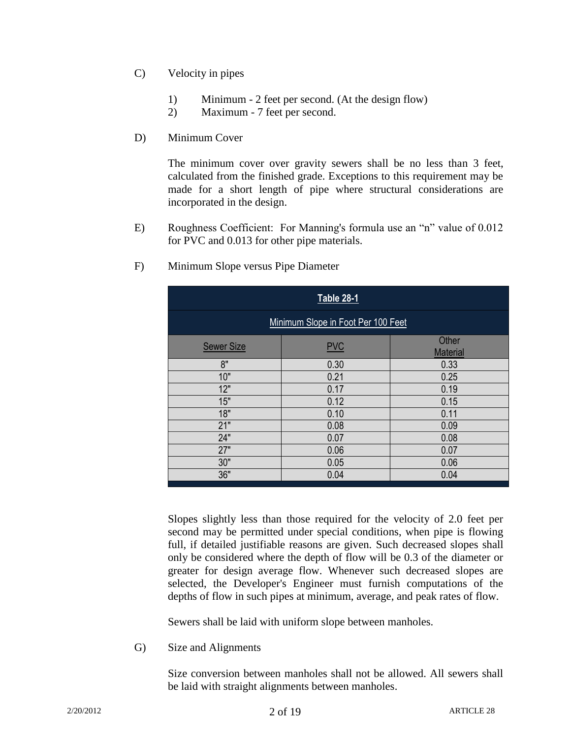C) Velocity in pipes

1) Minimum - 2 feet per second. (At the design flow)
2) Maximum - 7 feet per second.

D) Minimum Cover

The minimum cover over gravity sewers shall be no less than 3 feet, calculated from the finished grade. Exceptions to this requirement may be made for a short length of pipe where structural considerations are incorporated in the design.

E) Roughness Coefficient: For Manning's formula use an "n" value of 0.012 for PVC and 0.013 for other pipe materials.

F) Minimum Slope versus Pipe Diameter

**Table 28-1**

Minimum Slope in Foot Per 100 Feet

| Sewer Size | PVC | Other Material |
|---|---|---|
| 8" | 0.30 | 0.33 |
| 10" | 0.21 | 0.25 |
| 12" | 0.17 | 0.19 |
| 15" | 0.12 | 0.15 |
| 18" | 0.10 | 0.11 |
| 21" | 0.08 | 0.09 |
| 24" | 0.07 | 0.08 |
| 27" | 0.06 | 0.07 |
| 30" | 0.05 | 0.06 |
| 36" | 0.04 | 0.04 |

Slopes slightly less than those required for the velocity of 2.0 feet per second may be permitted under special conditions, when pipe is flowing full, if detailed justifiable reasons are given. Such decreased slopes shall only be considered where the depth of flow will be 0.3 of the diameter or greater for design average flow. Whenever such decreased slopes are selected, the Developer's Engineer must furnish computations of the depths of flow in such pipes at minimum, average, and peak rates of flow.

Sewers shall be laid with uniform slope between manholes.

G) Size and Alignments

Size conversion between manholes shall not be allowed. All sewers shall be laid with straight alignments between manholes.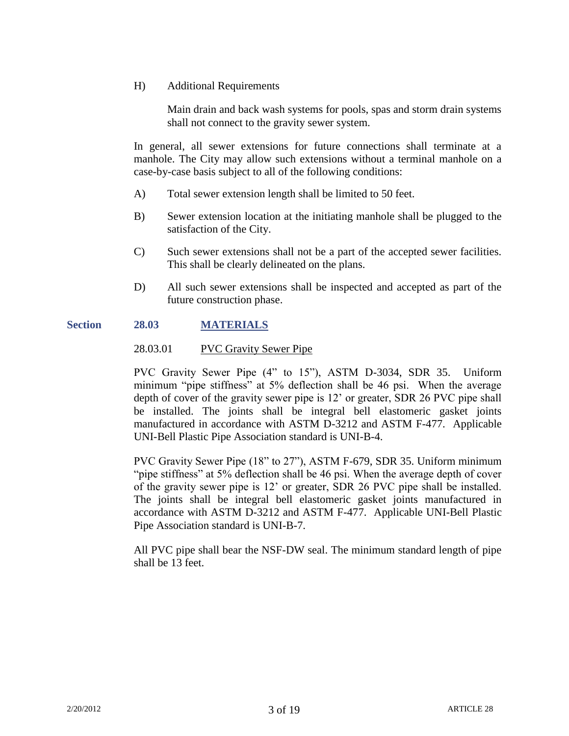H) Additional Requirements

Main drain and back wash systems for pools, spas and storm drain systems shall not connect to the gravity sewer system.

In general, all sewer extensions for future connections shall terminate at a manhole. The City may allow such extensions without a terminal manhole on a case-by-case basis subject to all of the following conditions:

A) Total sewer extension length shall be limited to 50 feet.

B) Sewer extension location at the initiating manhole shall be plugged to the satisfaction of the City.

C) Such sewer extensions shall not be a part of the accepted sewer facilities. This shall be clearly delineated on the plans.

D) All such sewer extensions shall be inspected and accepted as part of the future construction phase.

## Section 28.03 MATERIALS

### 28.03.01 PVC Gravity Sewer Pipe

PVC Gravity Sewer Pipe (4" to 15"), ASTM D-3034, SDR 35. Uniform minimum "pipe stiffness" at 5% deflection shall be 46 psi. When the average depth of cover of the gravity sewer pipe is 12' or greater, SDR 26 PVC pipe shall be installed. The joints shall be integral bell elastomeric gasket joints manufactured in accordance with ASTM D-3212 and ASTM F-477. Applicable UNI-Bell Plastic Pipe Association standard is UNI-B-4.

PVC Gravity Sewer Pipe (18" to 27"), ASTM F-679, SDR 35. Uniform minimum "pipe stiffness" at 5% deflection shall be 46 psi. When the average depth of cover of the gravity sewer pipe is 12' or greater, SDR 26 PVC pipe shall be installed. The joints shall be integral bell elastomeric gasket joints manufactured in accordance with ASTM D-3212 and ASTM F-477. Applicable UNI-Bell Plastic Pipe Association standard is UNI-B-7.

All PVC pipe shall bear the NSF-DW seal. The minimum standard length of pipe shall be 13 feet.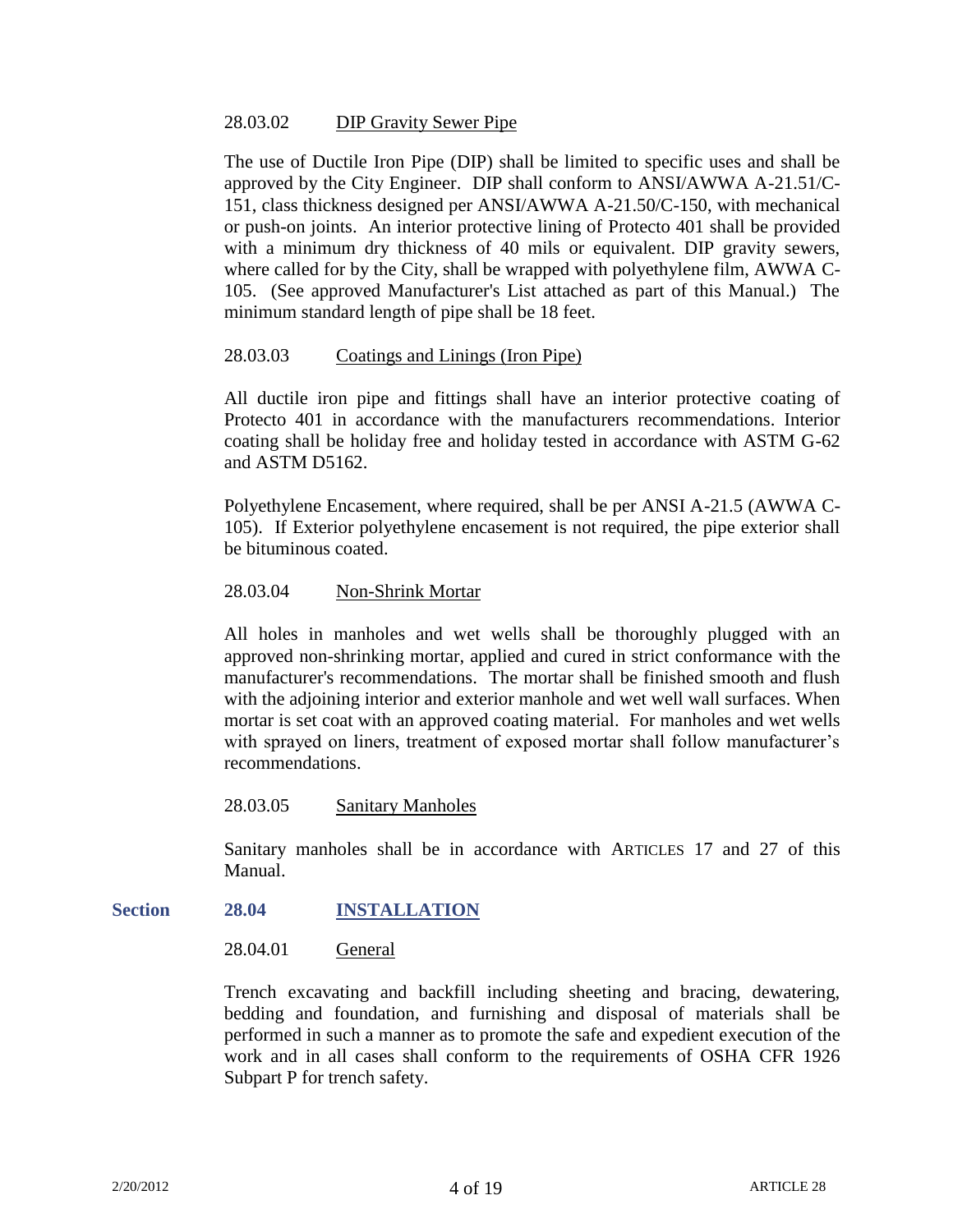#### 28.03.02 DIP Gravity Sewer Pipe

The use of Ductile Iron Pipe (DIP) shall be limited to specific uses and shall be approved by the City Engineer. DIP shall conform to ANSI/AWWA A-21.51/C-151, class thickness designed per ANSI/AWWA A-21.50/C-150, with mechanical or push-on joints. An interior protective lining of Protecto 401 shall be provided with a minimum dry thickness of 40 mils or equivalent. DIP gravity sewers, where called for by the City, shall be wrapped with polyethylene film, AWWA C-105. (See approved Manufacturer's List attached as part of this Manual.) The minimum standard length of pipe shall be 18 feet.

#### 28.03.03 Coatings and Linings (Iron Pipe)

All ductile iron pipe and fittings shall have an interior protective coating of Protecto 401 in accordance with the manufacturers recommendations. Interior coating shall be holiday free and holiday tested in accordance with ASTM G-62 and ASTM D5162.

Polyethylene Encasement, where required, shall be per ANSI A-21.5 (AWWA C-105). If Exterior polyethylene encasement is not required, the pipe exterior shall be bituminous coated.

#### 28.03.04 Non-Shrink Mortar

All holes in manholes and wet wells shall be thoroughly plugged with an approved non-shrinking mortar, applied and cured in strict conformance with the manufacturer's recommendations. The mortar shall be finished smooth and flush with the adjoining interior and exterior manhole and wet well wall surfaces. When mortar is set coat with an approved coating material. For manholes and wet wells with sprayed on liners, treatment of exposed mortar shall follow manufacturer's recommendations.

#### 28.03.05 Sanitary Manholes

Sanitary manholes shall be in accordance with ARTICLES 17 and 27 of this Manual.

## Section 28.04 INSTALLATION

#### 28.04.01 General

Trench excavating and backfill including sheeting and bracing, dewatering, bedding and foundation, and furnishing and disposal of materials shall be performed in such a manner as to promote the safe and expedient execution of the work and in all cases shall conform to the requirements of OSHA CFR 1926 Subpart P for trench safety.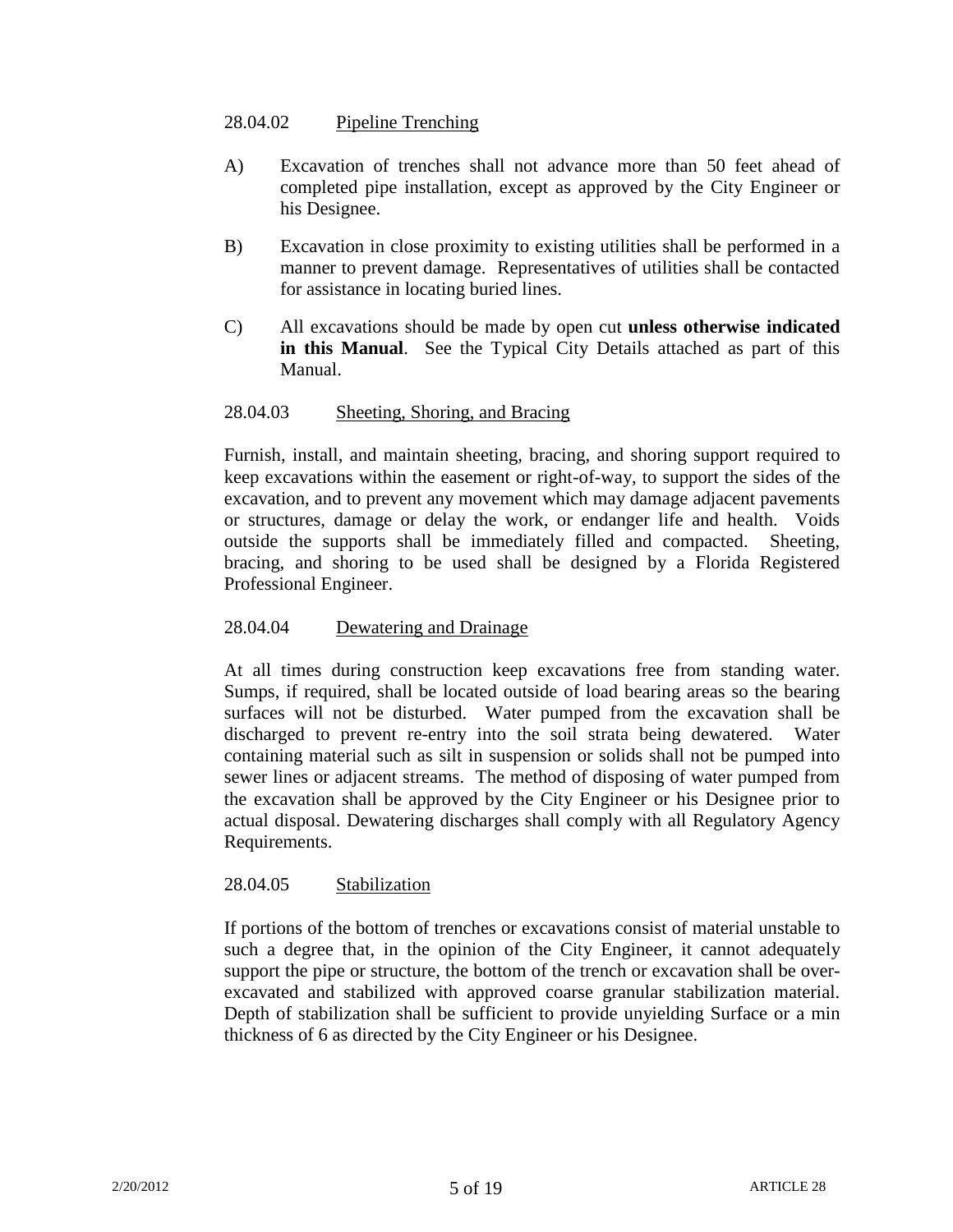### 28.04.02 Pipeline Trenching

A) Excavation of trenches shall not advance more than 50 feet ahead of completed pipe installation, except as approved by the City Engineer or his Designee.

B) Excavation in close proximity to existing utilities shall be performed in a manner to prevent damage. Representatives of utilities shall be contacted for assistance in locating buried lines.

C) All excavations should be made by open cut **unless otherwise indicated in this Manual**. See the Typical City Details attached as part of this Manual.

### 28.04.03 Sheeting, Shoring, and Bracing

Furnish, install, and maintain sheeting, bracing, and shoring support required to keep excavations within the easement or right-of-way, to support the sides of the excavation, and to prevent any movement which may damage adjacent pavements or structures, damage or delay the work, or endanger life and health. Voids outside the supports shall be immediately filled and compacted. Sheeting, bracing, and shoring to be used shall be designed by a Florida Registered Professional Engineer.

### 28.04.04 Dewatering and Drainage

At all times during construction keep excavations free from standing water. Sumps, if required, shall be located outside of load bearing areas so the bearing surfaces will not be disturbed. Water pumped from the excavation shall be discharged to prevent re-entry into the soil strata being dewatered. Water containing material such as silt in suspension or solids shall not be pumped into sewer lines or adjacent streams. The method of disposing of water pumped from the excavation shall be approved by the City Engineer or his Designee prior to actual disposal. Dewatering discharges shall comply with all Regulatory Agency Requirements.

### 28.04.05 Stabilization

If portions of the bottom of trenches or excavations consist of material unstable to such a degree that, in the opinion of the City Engineer, it cannot adequately support the pipe or structure, the bottom of the trench or excavation shall be over-excavated and stabilized with approved coarse granular stabilization material. Depth of stabilization shall be sufficient to provide unyielding Surface or a min thickness of 6 as directed by the City Engineer or his Designee.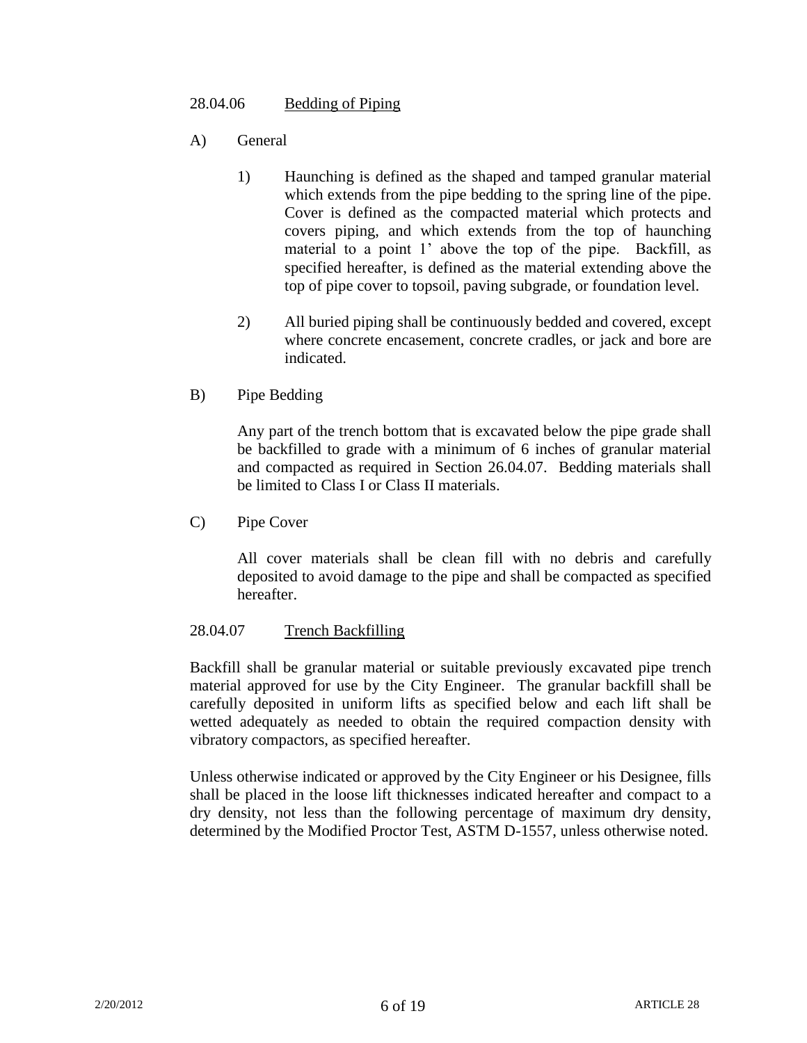## 28.04.06 Bedding of Piping

A) General

1) Haunching is defined as the shaped and tamped granular material which extends from the pipe bedding to the spring line of the pipe. Cover is defined as the compacted material which protects and covers piping, and which extends from the top of haunching material to a point 1' above the top of the pipe. Backfill, as specified hereafter, is defined as the material extending above the top of pipe cover to topsoil, paving subgrade, or foundation level.

2) All buried piping shall be continuously bedded and covered, except where concrete encasement, concrete cradles, or jack and bore are indicated.

B) Pipe Bedding

Any part of the trench bottom that is excavated below the pipe grade shall be backfilled to grade with a minimum of 6 inches of granular material and compacted as required in Section 26.04.07. Bedding materials shall be limited to Class I or Class II materials.

C) Pipe Cover

All cover materials shall be clean fill with no debris and carefully deposited to avoid damage to the pipe and shall be compacted as specified hereafter.

## 28.04.07 Trench Backfilling

Backfill shall be granular material or suitable previously excavated pipe trench material approved for use by the City Engineer. The granular backfill shall be carefully deposited in uniform lifts as specified below and each lift shall be wetted adequately as needed to obtain the required compaction density with vibratory compactors, as specified hereafter.

Unless otherwise indicated or approved by the City Engineer or his Designee, fills shall be placed in the loose lift thicknesses indicated hereafter and compact to a dry density, not less than the following percentage of maximum dry density, determined by the Modified Proctor Test, ASTM D-1557, unless otherwise noted.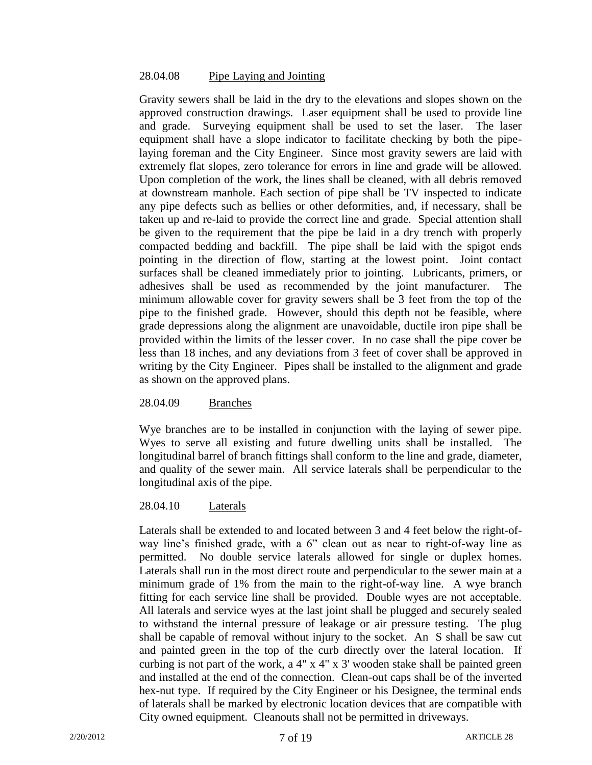### 28.04.08 Pipe Laying and Jointing

Gravity sewers shall be laid in the dry to the elevations and slopes shown on the approved construction drawings. Laser equipment shall be used to provide line and grade. Surveying equipment shall be used to set the laser. The laser equipment shall have a slope indicator to facilitate checking by both the pipe-laying foreman and the City Engineer. Since most gravity sewers are laid with extremely flat slopes, zero tolerance for errors in line and grade will be allowed. Upon completion of the work, the lines shall be cleaned, with all debris removed at downstream manhole. Each section of pipe shall be TV inspected to indicate any pipe defects such as bellies or other deformities, and, if necessary, shall be taken up and re-laid to provide the correct line and grade. Special attention shall be given to the requirement that the pipe be laid in a dry trench with properly compacted bedding and backfill. The pipe shall be laid with the spigot ends pointing in the direction of flow, starting at the lowest point. Joint contact surfaces shall be cleaned immediately prior to jointing. Lubricants, primers, or adhesives shall be used as recommended by the joint manufacturer. The minimum allowable cover for gravity sewers shall be 3 feet from the top of the pipe to the finished grade. However, should this depth not be feasible, where grade depressions along the alignment are unavoidable, ductile iron pipe shall be provided within the limits of the lesser cover. In no case shall the pipe cover be less than 18 inches, and any deviations from 3 feet of cover shall be approved in writing by the City Engineer. Pipes shall be installed to the alignment and grade as shown on the approved plans.

### 28.04.09 Branches

Wye branches are to be installed in conjunction with the laying of sewer pipe. Wyes to serve all existing and future dwelling units shall be installed. The longitudinal barrel of branch fittings shall conform to the line and grade, diameter, and quality of the sewer main. All service laterals shall be perpendicular to the longitudinal axis of the pipe.

### 28.04.10 Laterals

Laterals shall be extended to and located between 3 and 4 feet below the right-of-way line's finished grade, with a 6" clean out as near to right-of-way line as permitted. No double service laterals allowed for single or duplex homes. Laterals shall run in the most direct route and perpendicular to the sewer main at a minimum grade of 1% from the main to the right-of-way line. A wye branch fitting for each service line shall be provided. Double wyes are not acceptable. All laterals and service wyes at the last joint shall be plugged and securely sealed to withstand the internal pressure of leakage or air pressure testing. The plug shall be capable of removal without injury to the socket. An S shall be saw cut and painted green in the top of the curb directly over the lateral location. If curbing is not part of the work, a 4" x 4" x 3' wooden stake shall be painted green and installed at the end of the connection. Clean-out caps shall be of the inverted hex-nut type. If required by the City Engineer or his Designee, the terminal ends of laterals shall be marked by electronic location devices that are compatible with City owned equipment. Cleanouts shall not be permitted in driveways.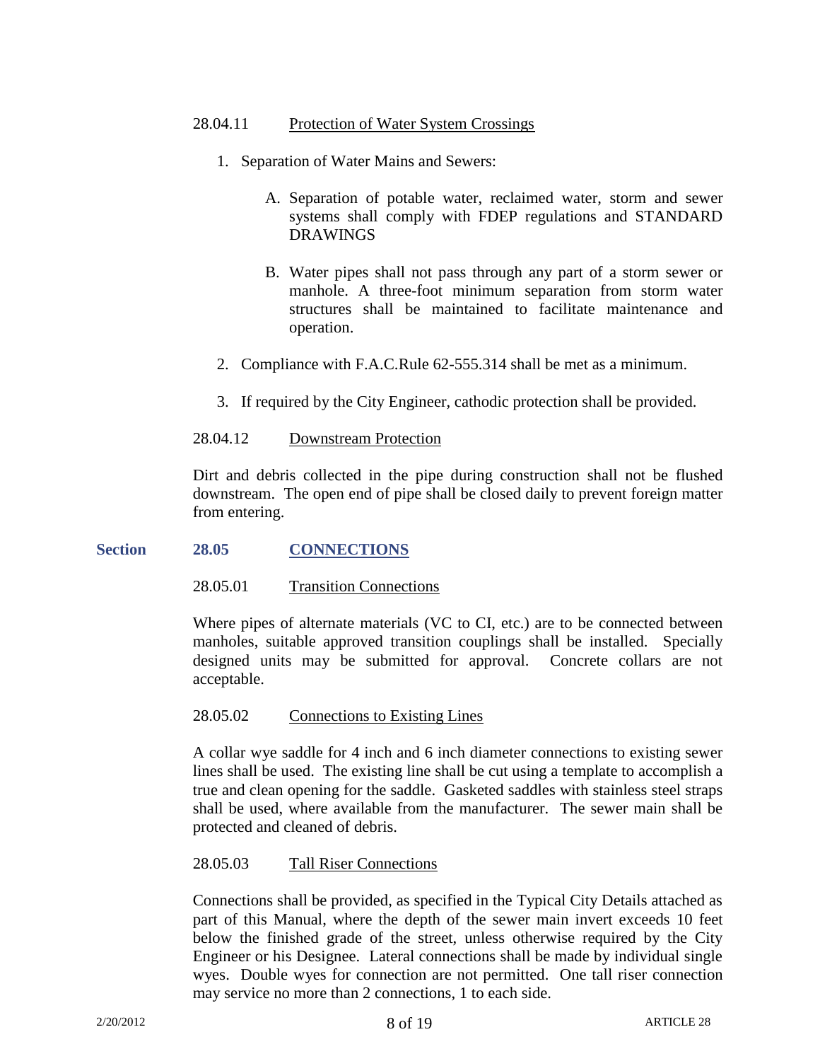#### 28.04.11 Protection of Water System Crossings

1. Separation of Water Mains and Sewers:

    A. Separation of potable water, reclaimed water, storm and sewer systems shall comply with FDEP regulations and STANDARD DRAWINGS

    B. Water pipes shall not pass through any part of a storm sewer or manhole. A three-foot minimum separation from storm water structures shall be maintained to facilitate maintenance and operation.

2. Compliance with F.A.C.Rule 62-555.314 shall be met as a minimum.

3. If required by the City Engineer, cathodic protection shall be provided.

#### 28.04.12 Downstream Protection

Dirt and debris collected in the pipe during construction shall not be flushed downstream. The open end of pipe shall be closed daily to prevent foreign matter from entering.

## Section 28.05 CONNECTIONS

#### 28.05.01 Transition Connections

Where pipes of alternate materials (VC to CI, etc.) are to be connected between manholes, suitable approved transition couplings shall be installed. Specially designed units may be submitted for approval. Concrete collars are not acceptable.

#### 28.05.02 Connections to Existing Lines

A collar wye saddle for 4 inch and 6 inch diameter connections to existing sewer lines shall be used. The existing line shall be cut using a template to accomplish a true and clean opening for the saddle. Gasketed saddles with stainless steel straps shall be used, where available from the manufacturer. The sewer main shall be protected and cleaned of debris.

#### 28.05.03 Tall Riser Connections

Connections shall be provided, as specified in the Typical City Details attached as part of this Manual, where the depth of the sewer main invert exceeds 10 feet below the finished grade of the street, unless otherwise required by the City Engineer or his Designee. Lateral connections shall be made by individual single wyes. Double wyes for connection are not permitted. One tall riser connection may service no more than 2 connections, 1 to each side.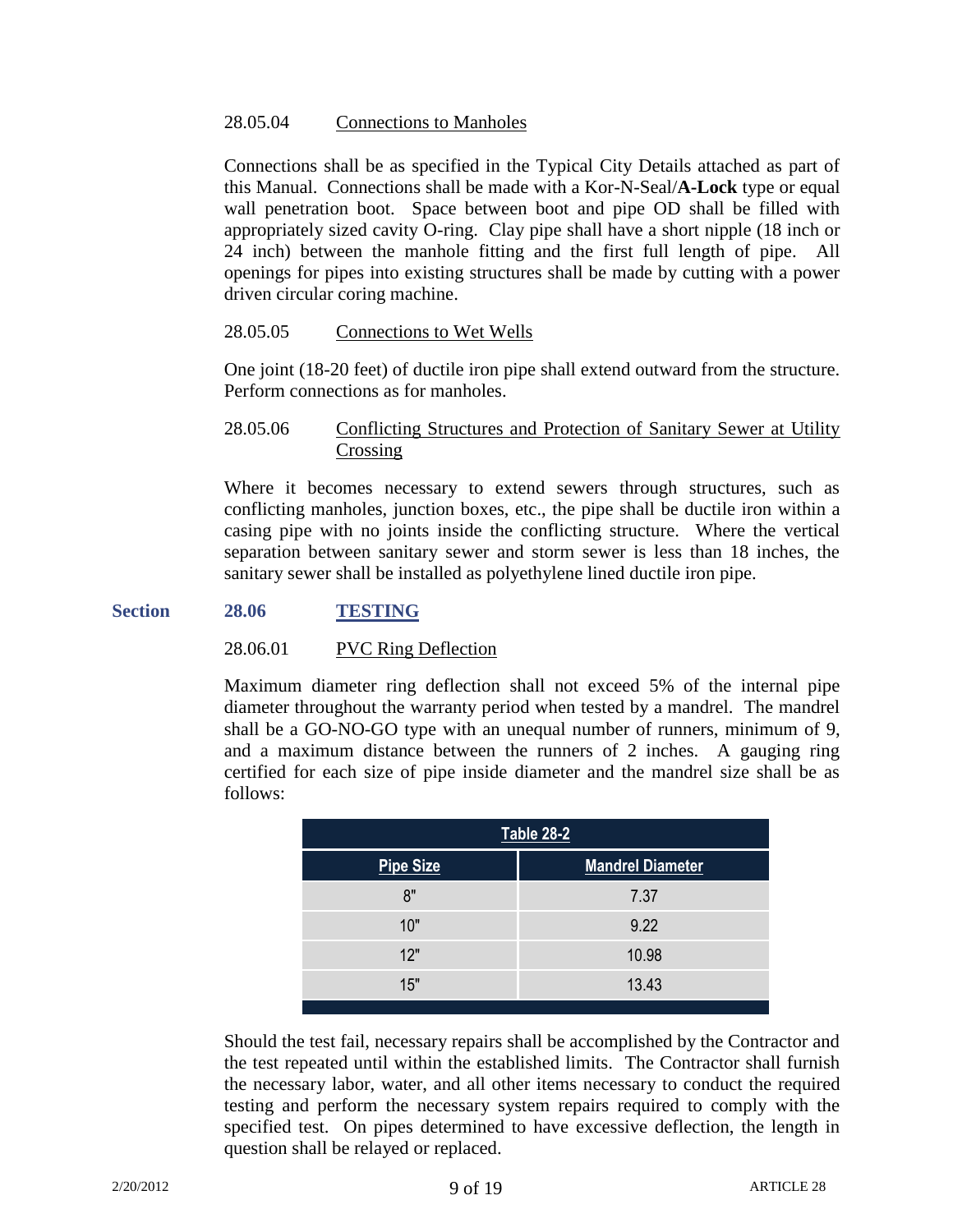#### 28.05.04 Connections to Manholes

Connections shall be as specified in the Typical City Details attached as part of this Manual. Connections shall be made with a Kor-N-Seal/**A-Lock** type or equal wall penetration boot. Space between boot and pipe OD shall be filled with appropriately sized cavity O-ring. Clay pipe shall have a short nipple (18 inch or 24 inch) between the manhole fitting and the first full length of pipe. All openings for pipes into existing structures shall be made by cutting with a power driven circular coring machine.

#### 28.05.05 Connections to Wet Wells

One joint (18-20 feet) of ductile iron pipe shall extend outward from the structure. Perform connections as for manholes.

#### 28.05.06 Conflicting Structures and Protection of Sanitary Sewer at Utility Crossing

Where it becomes necessary to extend sewers through structures, such as conflicting manholes, junction boxes, etc., the pipe shall be ductile iron within a casing pipe with no joints inside the conflicting structure. Where the vertical separation between sanitary sewer and storm sewer is less than 18 inches, the sanitary sewer shall be installed as polyethylene lined ductile iron pipe.

## Section 28.06 TESTING

#### 28.06.01 PVC Ring Deflection

Maximum diameter ring deflection shall not exceed 5% of the internal pipe diameter throughout the warranty period when tested by a mandrel. The mandrel shall be a GO-NO-GO type with an unequal number of runners, minimum of 9, and a maximum distance between the runners of 2 inches. A gauging ring certified for each size of pipe inside diameter and the mandrel size shall be as follows:

**Table 28-2**

| Pipe Size | Mandrel Diameter |
|---|---|
| 8" | 7.37 |
| 10" | 9.22 |
| 12" | 10.98 |
| 15" | 13.43 |

Should the test fail, necessary repairs shall be accomplished by the Contractor and the test repeated until within the established limits. The Contractor shall furnish the necessary labor, water, and all other items necessary to conduct the required testing and perform the necessary system repairs required to comply with the specified test. On pipes determined to have excessive deflection, the length in question shall be relayed or replaced.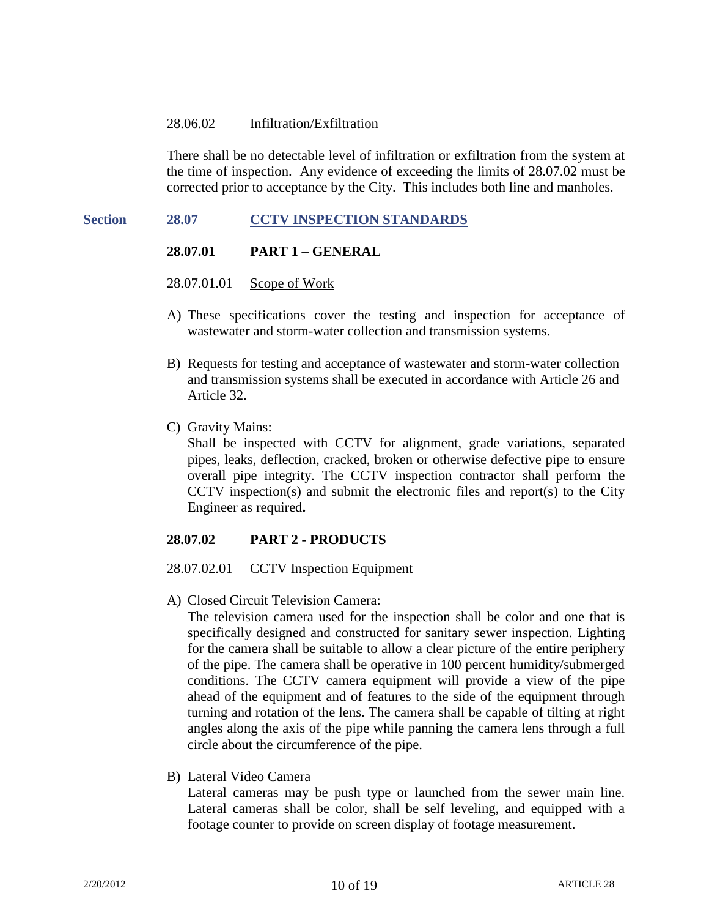28.06.02 Infiltration/Exfiltration

There shall be no detectable level of infiltration or exfiltration from the system at the time of inspection. Any evidence of exceeding the limits of 28.07.02 must be corrected prior to acceptance by the City. This includes both line and manholes.

## Section 28.07 CCTV INSPECTION STANDARDS

### 28.07.01 PART 1 – GENERAL

28.07.01.01 Scope of Work

A) These specifications cover the testing and inspection for acceptance of wastewater and storm-water collection and transmission systems.

B) Requests for testing and acceptance of wastewater and storm-water collection and transmission systems shall be executed in accordance with Article 26 and Article 32.

C) Gravity Mains:
Shall be inspected with CCTV for alignment, grade variations, separated pipes, leaks, deflection, cracked, broken or otherwise defective pipe to ensure overall pipe integrity. The CCTV inspection contractor shall perform the CCTV inspection(s) and submit the electronic files and report(s) to the City Engineer as required**.**

### 28.07.02 PART 2 - PRODUCTS

28.07.02.01 CCTV Inspection Equipment

A) Closed Circuit Television Camera:
The television camera used for the inspection shall be color and one that is specifically designed and constructed for sanitary sewer inspection. Lighting for the camera shall be suitable to allow a clear picture of the entire periphery of the pipe. The camera shall be operative in 100 percent humidity/submerged conditions. The CCTV camera equipment will provide a view of the pipe ahead of the equipment and of features to the side of the equipment through turning and rotation of the lens. The camera shall be capable of tilting at right angles along the axis of the pipe while panning the camera lens through a full circle about the circumference of the pipe.

B) Lateral Video Camera
Lateral cameras may be push type or launched from the sewer main line. Lateral cameras shall be color, shall be self leveling, and equipped with a footage counter to provide on screen display of footage measurement.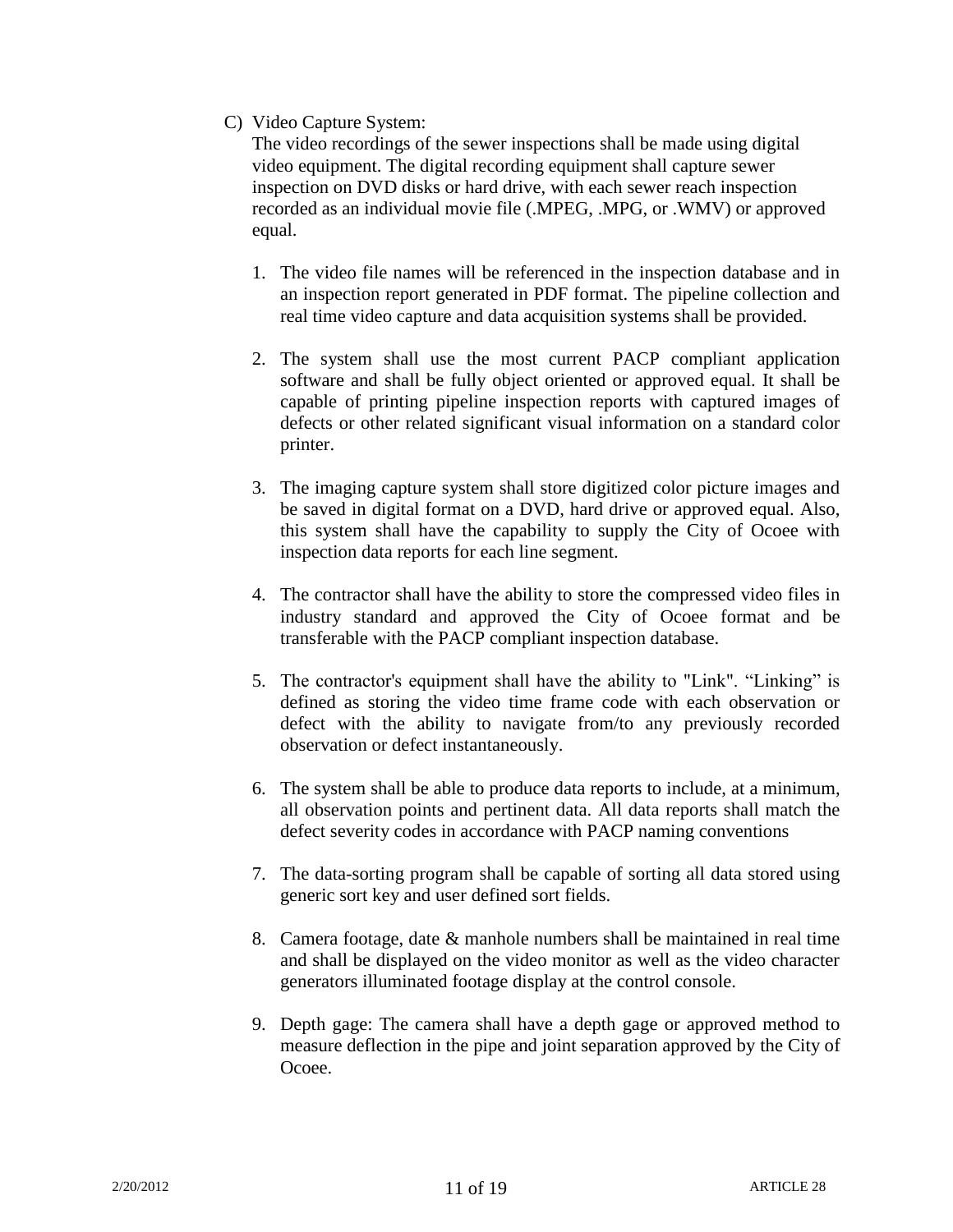C) Video Capture System:

The video recordings of the sewer inspections shall be made using digital video equipment. The digital recording equipment shall capture sewer inspection on DVD disks or hard drive, with each sewer reach inspection recorded as an individual movie file (.MPEG, .MPG, or .WMV) or approved equal.

1. The video file names will be referenced in the inspection database and in an inspection report generated in PDF format. The pipeline collection and real time video capture and data acquisition systems shall be provided.

2. The system shall use the most current PACP compliant application software and shall be fully object oriented or approved equal. It shall be capable of printing pipeline inspection reports with captured images of defects or other related significant visual information on a standard color printer.

3. The imaging capture system shall store digitized color picture images and be saved in digital format on a DVD, hard drive or approved equal. Also, this system shall have the capability to supply the City of Ocoee with inspection data reports for each line segment.

4. The contractor shall have the ability to store the compressed video files in industry standard and approved the City of Ocoee format and be transferable with the PACP compliant inspection database.

5. The contractor's equipment shall have the ability to "Link". "Linking" is defined as storing the video time frame code with each observation or defect with the ability to navigate from/to any previously recorded observation or defect instantaneously.

6. The system shall be able to produce data reports to include, at a minimum, all observation points and pertinent data. All data reports shall match the defect severity codes in accordance with PACP naming conventions

7. The data-sorting program shall be capable of sorting all data stored using generic sort key and user defined sort fields.

8. Camera footage, date & manhole numbers shall be maintained in real time and shall be displayed on the video monitor as well as the video character generators illuminated footage display at the control console.

9. Depth gage: The camera shall have a depth gage or approved method to measure deflection in the pipe and joint separation approved by the City of Ocoee.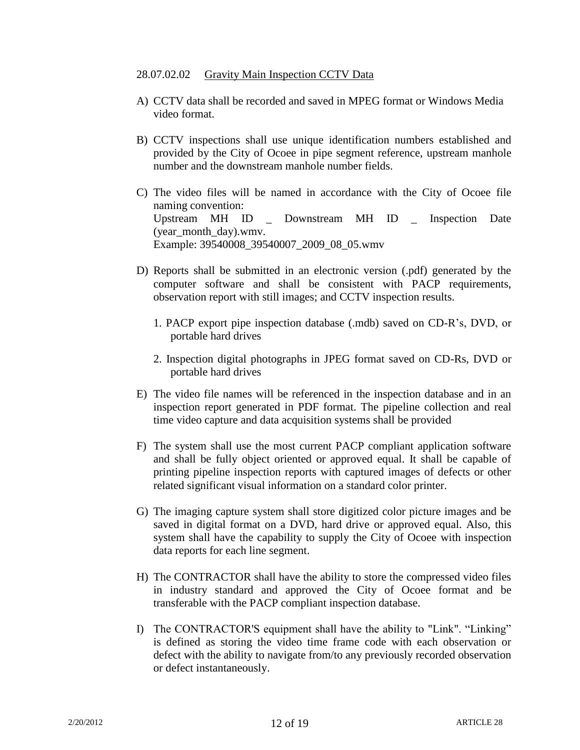### 28.07.02.02 Gravity Main Inspection CCTV Data

A) CCTV data shall be recorded and saved in MPEG format or Windows Media video format.

B) CCTV inspections shall use unique identification numbers established and provided by the City of Ocoee in pipe segment reference, upstream manhole number and the downstream manhole number fields.

C) The video files will be named in accordance with the City of Ocoee file naming convention:
Upstream MH ID _ Downstream MH ID _ Inspection Date (year_month_day).wmv.
Example: 39540008_39540007_2009_08_05.wmv

D) Reports shall be submitted in an electronic version (.pdf) generated by the computer software and shall be consistent with PACP requirements, observation report with still images; and CCTV inspection results.

   1. PACP export pipe inspection database (.mdb) saved on CD-R's, DVD, or portable hard drives

   2. Inspection digital photographs in JPEG format saved on CD-Rs, DVD or portable hard drives

E) The video file names will be referenced in the inspection database and in an inspection report generated in PDF format. The pipeline collection and real time video capture and data acquisition systems shall be provided

F) The system shall use the most current PACP compliant application software and shall be fully object oriented or approved equal. It shall be capable of printing pipeline inspection reports with captured images of defects or other related significant visual information on a standard color printer.

G) The imaging capture system shall store digitized color picture images and be saved in digital format on a DVD, hard drive or approved equal. Also, this system shall have the capability to supply the City of Ocoee with inspection data reports for each line segment.

H) The CONTRACTOR shall have the ability to store the compressed video files in industry standard and approved the City of Ocoee format and be transferable with the PACP compliant inspection database.

I) The CONTRACTOR'S equipment shall have the ability to "Link". "Linking" is defined as storing the video time frame code with each observation or defect with the ability to navigate from/to any previously recorded observation or defect instantaneously.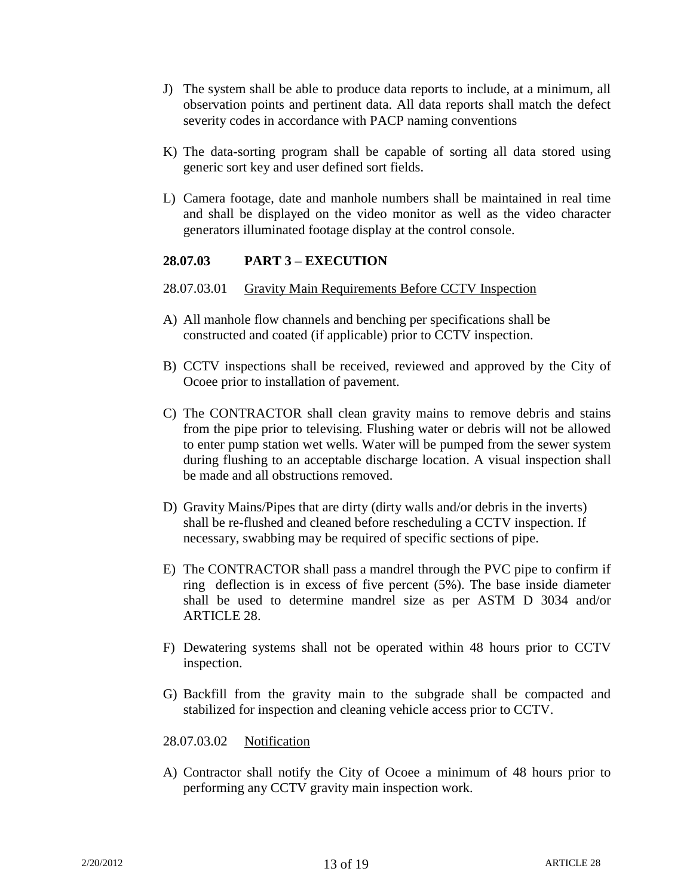J) The system shall be able to produce data reports to include, at a minimum, all observation points and pertinent data. All data reports shall match the defect severity codes in accordance with PACP naming conventions

K) The data-sorting program shall be capable of sorting all data stored using generic sort key and user defined sort fields.

L) Camera footage, date and manhole numbers shall be maintained in real time and shall be displayed on the video monitor as well as the video character generators illuminated footage display at the control console.

## 28.07.03 PART 3 – EXECUTION

28.07.03.01 <u>Gravity Main Requirements Before CCTV Inspection</u>

A) All manhole flow channels and benching per specifications shall be constructed and coated (if applicable) prior to CCTV inspection.

B) CCTV inspections shall be received, reviewed and approved by the City of Ocoee prior to installation of pavement.

C) The CONTRACTOR shall clean gravity mains to remove debris and stains from the pipe prior to televising. Flushing water or debris will not be allowed to enter pump station wet wells. Water will be pumped from the sewer system during flushing to an acceptable discharge location. A visual inspection shall be made and all obstructions removed.

D) Gravity Mains/Pipes that are dirty (dirty walls and/or debris in the inverts) shall be re-flushed and cleaned before rescheduling a CCTV inspection. If necessary, swabbing may be required of specific sections of pipe.

E) The CONTRACTOR shall pass a mandrel through the PVC pipe to confirm if ring deflection is in excess of five percent (5%). The base inside diameter shall be used to determine mandrel size as per ASTM D 3034 and/or ARTICLE 28.

F) Dewatering systems shall not be operated within 48 hours prior to CCTV inspection.

G) Backfill from the gravity main to the subgrade shall be compacted and stabilized for inspection and cleaning vehicle access prior to CCTV.

28.07.03.02 <u>Notification</u>

A) Contractor shall notify the City of Ocoee a minimum of 48 hours prior to performing any CCTV gravity main inspection work.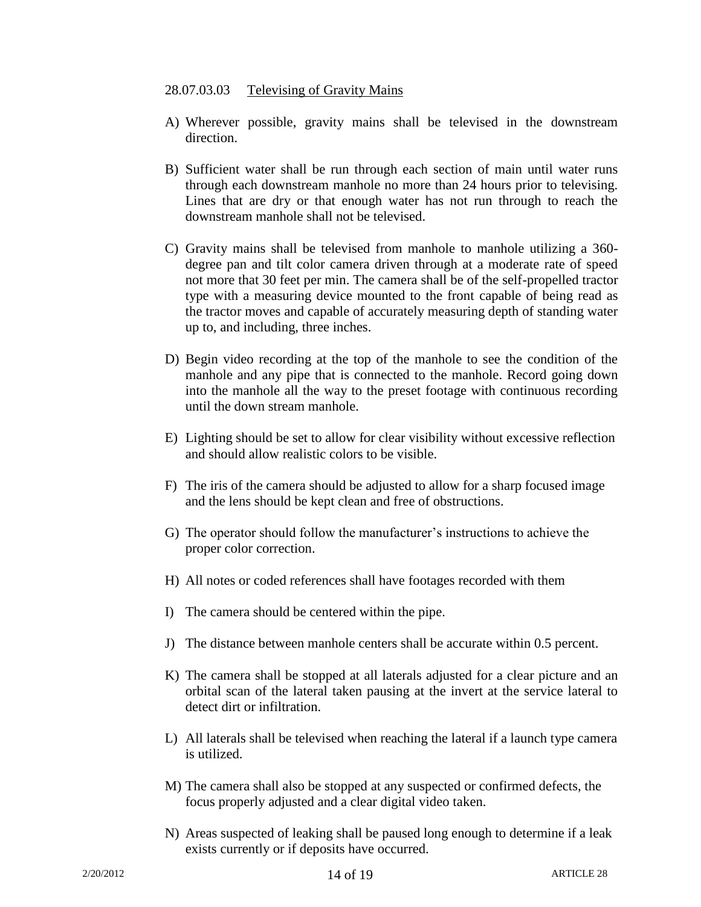28.07.03.03 <u>Televising of Gravity Mains</u>

A) Wherever possible, gravity mains shall be televised in the downstream direction.

B) Sufficient water shall be run through each section of main until water runs through each downstream manhole no more than 24 hours prior to televising. Lines that are dry or that enough water has not run through to reach the downstream manhole shall not be televised.

C) Gravity mains shall be televised from manhole to manhole utilizing a 360-degree pan and tilt color camera driven through at a moderate rate of speed not more that 30 feet per min. The camera shall be of the self-propelled tractor type with a measuring device mounted to the front capable of being read as the tractor moves and capable of accurately measuring depth of standing water up to, and including, three inches.

D) Begin video recording at the top of the manhole to see the condition of the manhole and any pipe that is connected to the manhole. Record going down into the manhole all the way to the preset footage with continuous recording until the down stream manhole.

E) Lighting should be set to allow for clear visibility without excessive reflection and should allow realistic colors to be visible.

F) The iris of the camera should be adjusted to allow for a sharp focused image and the lens should be kept clean and free of obstructions.

G) The operator should follow the manufacturer's instructions to achieve the proper color correction.

H) All notes or coded references shall have footages recorded with them

I) The camera should be centered within the pipe.

J) The distance between manhole centers shall be accurate within 0.5 percent.

K) The camera shall be stopped at all laterals adjusted for a clear picture and an orbital scan of the lateral taken pausing at the invert at the service lateral to detect dirt or infiltration.

L) All laterals shall be televised when reaching the lateral if a launch type camera is utilized.

M) The camera shall also be stopped at any suspected or confirmed defects, the focus properly adjusted and a clear digital video taken.

N) Areas suspected of leaking shall be paused long enough to determine if a leak exists currently or if deposits have occurred.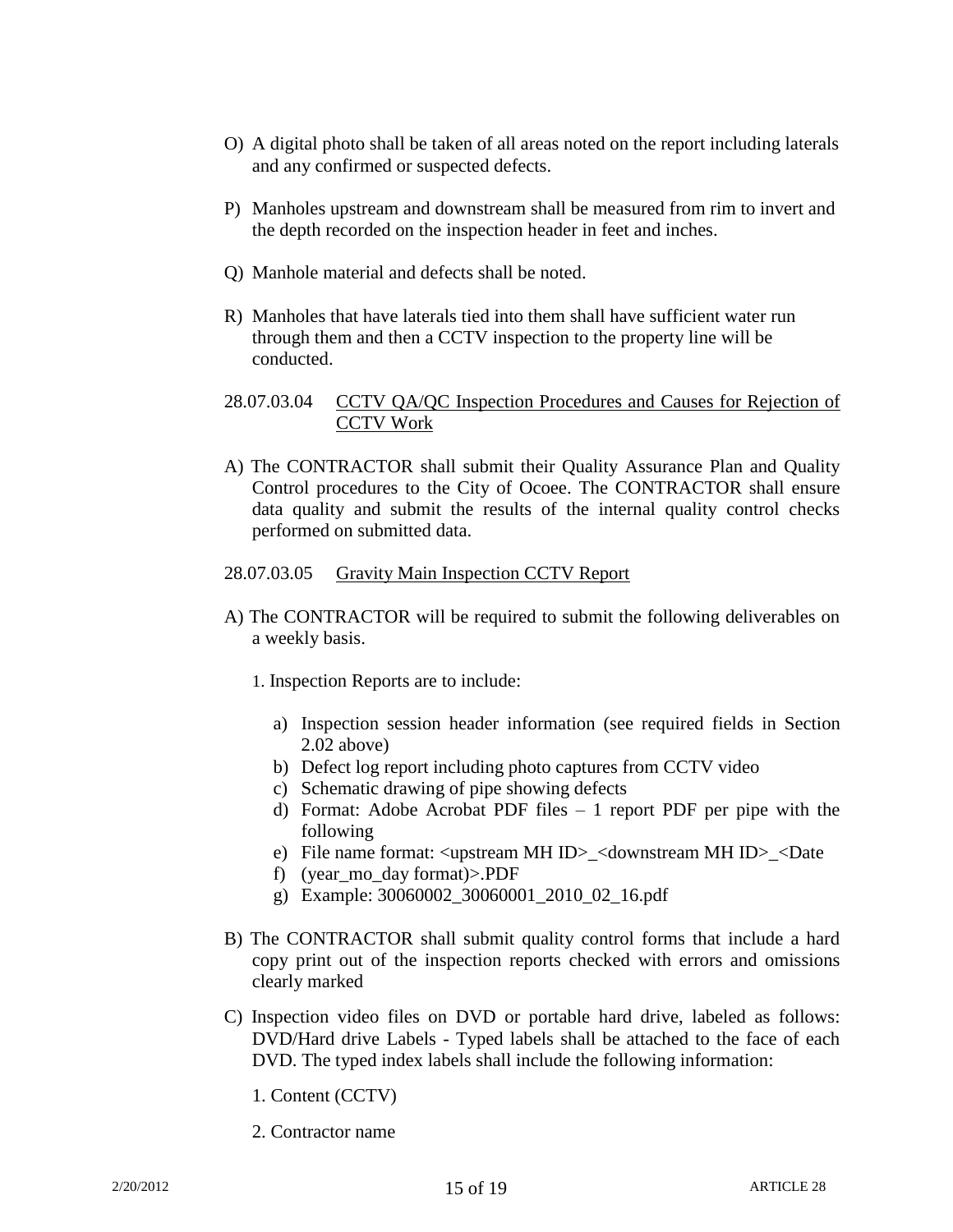O) A digital photo shall be taken of all areas noted on the report including laterals and any confirmed or suspected defects.

P) Manholes upstream and downstream shall be measured from rim to invert and the depth recorded on the inspection header in feet and inches.

Q) Manhole material and defects shall be noted.

R) Manholes that have laterals tied into them shall have sufficient water run through them and then a CCTV inspection to the property line will be conducted.

28.07.03.04 <u>CCTV QA/QC Inspection Procedures and Causes for Rejection of CCTV Work</u>

A) The CONTRACTOR shall submit their Quality Assurance Plan and Quality Control procedures to the City of Ocoee. The CONTRACTOR shall ensure data quality and submit the results of the internal quality control checks performed on submitted data.

28.07.03.05 <u>Gravity Main Inspection CCTV Report</u>

A) The CONTRACTOR will be required to submit the following deliverables on a weekly basis.

   1. Inspection Reports are to include:

      a) Inspection session header information (see required fields in Section 2.02 above)
      b) Defect log report including photo captures from CCTV video
      c) Schematic drawing of pipe showing defects
      d) Format: Adobe Acrobat PDF files – 1 report PDF per pipe with the following
      e) File name format: <upstream MH ID>_<downstream MH ID>_<Date
      f) (year_mo_day format)>.PDF
      g) Example: 30060002_30060001_2010_02_16.pdf

B) The CONTRACTOR shall submit quality control forms that include a hard copy print out of the inspection reports checked with errors and omissions clearly marked

C) Inspection video files on DVD or portable hard drive, labeled as follows: DVD/Hard drive Labels - Typed labels shall be attached to the face of each DVD. The typed index labels shall include the following information:

   1. Content (CCTV)

   2. Contractor name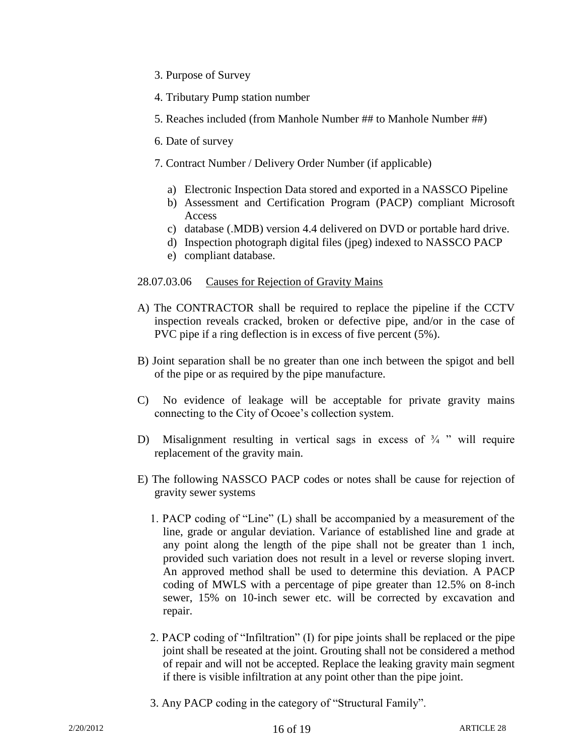3. Purpose of Survey

4. Tributary Pump station number

5. Reaches included (from Manhole Number ## to Manhole Number ##)

6. Date of survey

7. Contract Number / Delivery Order Number (if applicable)

   a) Electronic Inspection Data stored and exported in a NASSCO Pipeline
   b) Assessment and Certification Program (PACP) compliant Microsoft Access
   c) database (.MDB) version 4.4 delivered on DVD or portable hard drive.
   d) Inspection photograph digital files (jpeg) indexed to NASSCO PACP
   e) compliant database.

28.07.03.06 Causes for Rejection of Gravity Mains

A) The CONTRACTOR shall be required to replace the pipeline if the CCTV inspection reveals cracked, broken or defective pipe, and/or in the case of PVC pipe if a ring deflection is in excess of five percent (5%).

B) Joint separation shall be no greater than one inch between the spigot and bell of the pipe or as required by the pipe manufacture.

C) No evidence of leakage will be acceptable for private gravity mains connecting to the City of Ocoee's collection system.

D) Misalignment resulting in vertical sags in excess of ¾ " will require replacement of the gravity main.

E) The following NASSCO PACP codes or notes shall be cause for rejection of gravity sewer systems

   1. PACP coding of "Line" (L) shall be accompanied by a measurement of the line, grade or angular deviation. Variance of established line and grade at any point along the length of the pipe shall not be greater than 1 inch, provided such variation does not result in a level or reverse sloping invert. An approved method shall be used to determine this deviation. A PACP coding of MWLS with a percentage of pipe greater than 12.5% on 8-inch sewer, 15% on 10-inch sewer etc. will be corrected by excavation and repair.

   2. PACP coding of "Infiltration" (I) for pipe joints shall be replaced or the pipe joint shall be reseated at the joint. Grouting shall not be considered a method of repair and will not be accepted. Replace the leaking gravity main segment if there is visible infiltration at any point other than the pipe joint.

   3. Any PACP coding in the category of "Structural Family".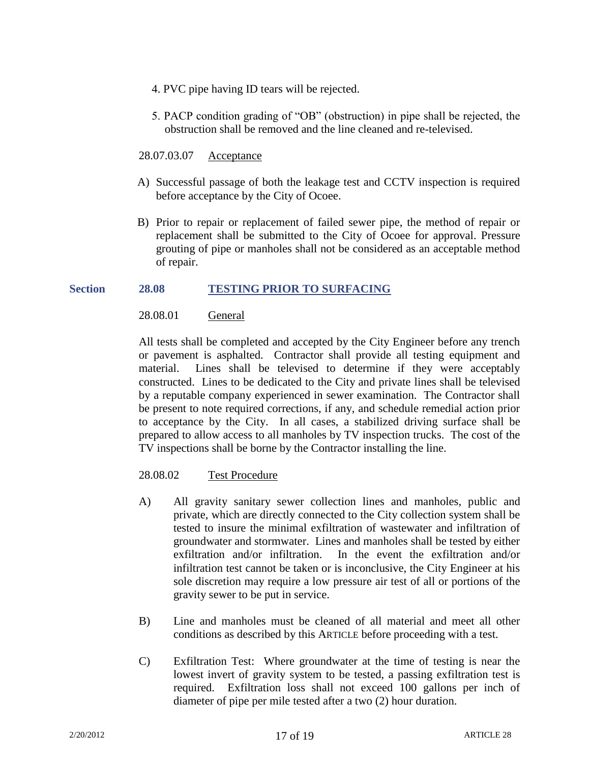4. PVC pipe having ID tears will be rejected.

5. PACP condition grading of "OB" (obstruction) in pipe shall be rejected, the obstruction shall be removed and the line cleaned and re-televised.

28.07.03.07 Acceptance

A) Successful passage of both the leakage test and CCTV inspection is required before acceptance by the City of Ocoee.

B) Prior to repair or replacement of failed sewer pipe, the method of repair or replacement shall be submitted to the City of Ocoee for approval. Pressure grouting of pipe or manholes shall not be considered as an acceptable method of repair.

## Section 28.08 TESTING PRIOR TO SURFACING

28.08.01 General

All tests shall be completed and accepted by the City Engineer before any trench or pavement is asphalted. Contractor shall provide all testing equipment and material. Lines shall be televised to determine if they were acceptably constructed. Lines to be dedicated to the City and private lines shall be televised by a reputable company experienced in sewer examination. The Contractor shall be present to note required corrections, if any, and schedule remedial action prior to acceptance by the City. In all cases, a stabilized driving surface shall be prepared to allow access to all manholes by TV inspection trucks. The cost of the TV inspections shall be borne by the Contractor installing the line.

28.08.02 Test Procedure

A) All gravity sanitary sewer collection lines and manholes, public and private, which are directly connected to the City collection system shall be tested to insure the minimal exfiltration of wastewater and infiltration of groundwater and stormwater. Lines and manholes shall be tested by either exfiltration and/or infiltration. In the event the exfiltration and/or infiltration test cannot be taken or is inconclusive, the City Engineer at his sole discretion may require a low pressure air test of all or portions of the gravity sewer to be put in service.

B) Line and manholes must be cleaned of all material and meet all other conditions as described by this ARTICLE before proceeding with a test.

C) Exfiltration Test: Where groundwater at the time of testing is near the lowest invert of gravity system to be tested, a passing exfiltration test is required. Exfiltration loss shall not exceed 100 gallons per inch of diameter of pipe per mile tested after a two (2) hour duration.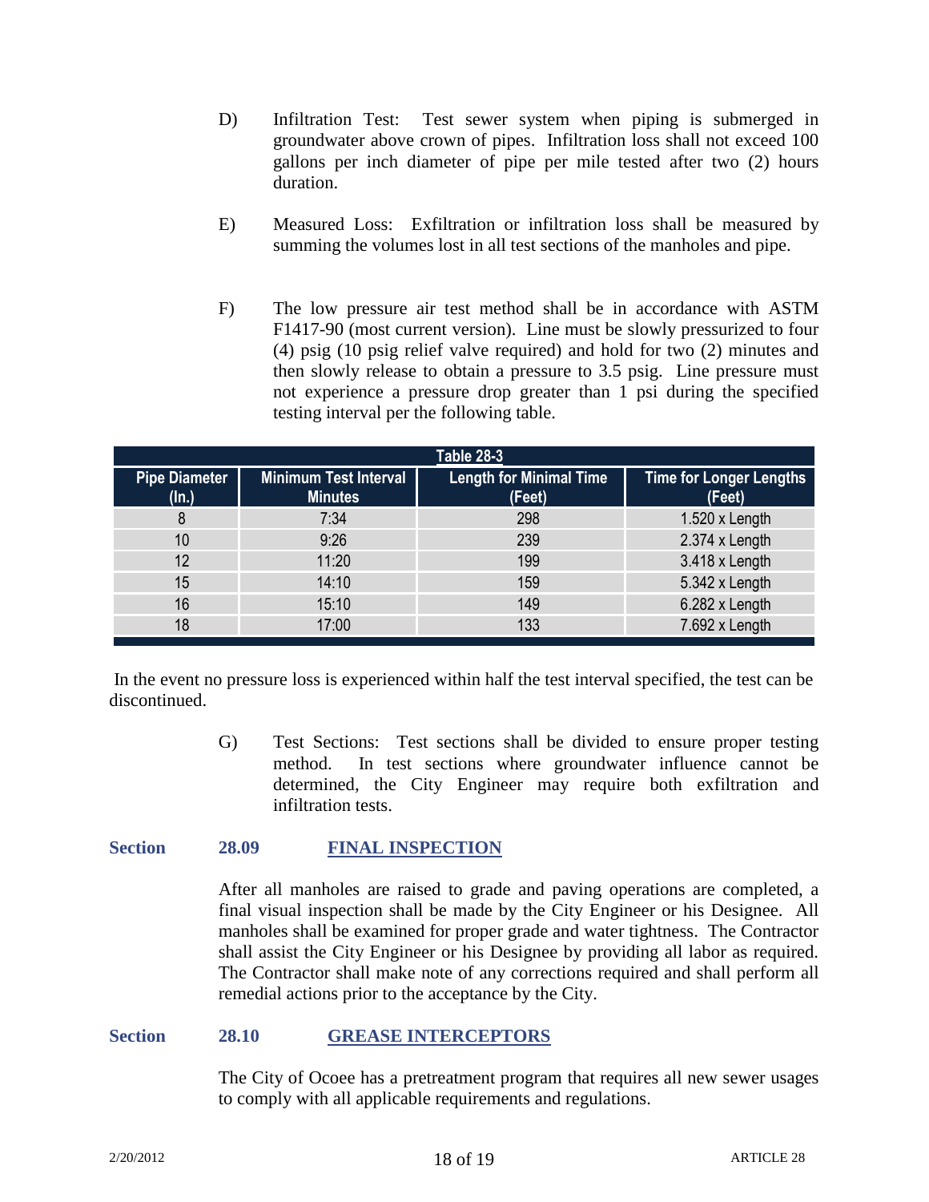D) Infiltration Test: Test sewer system when piping is submerged in groundwater above crown of pipes. Infiltration loss shall not exceed 100 gallons per inch diameter of pipe per mile tested after two (2) hours duration.

E) Measured Loss: Exfiltration or infiltration loss shall be measured by summing the volumes lost in all test sections of the manholes and pipe.

F) The low pressure air test method shall be in accordance with ASTM F1417-90 (most current version). Line must be slowly pressurized to four (4) psig (10 psig relief valve required) and hold for two (2) minutes and then slowly release to obtain a pressure to 3.5 psig. Line pressure must not experience a pressure drop greater than 1 psi during the specified testing interval per the following table.

**Table 28-3**

| Pipe Diameter (In.) | Minimum Test Interval Minutes | Length for Minimal Time (Feet) | Time for Longer Lengths (Feet) |
|---|---|---|---|
| 8 | 7:34 | 298 | 1.520 x Length |
| 10 | 9:26 | 239 | 2.374 x Length |
| 12 | 11:20 | 199 | 3.418 x Length |
| 15 | 14:10 | 159 | 5.342 x Length |
| 16 | 15:10 | 149 | 6.282 x Length |
| 18 | 17:00 | 133 | 7.692 x Length |

In the event no pressure loss is experienced within half the test interval specified, the test can be discontinued.

G) Test Sections: Test sections shall be divided to ensure proper testing method. In test sections where groundwater influence cannot be determined, the City Engineer may require both exfiltration and infiltration tests.

## Section 28.09 FINAL INSPECTION

After all manholes are raised to grade and paving operations are completed, a final visual inspection shall be made by the City Engineer or his Designee. All manholes shall be examined for proper grade and water tightness. The Contractor shall assist the City Engineer or his Designee by providing all labor as required. The Contractor shall make note of any corrections required and shall perform all remedial actions prior to the acceptance by the City.

## Section 28.10 GREASE INTERCEPTORS

The City of Ocoee has a pretreatment program that requires all new sewer usages to comply with all applicable requirements and regulations.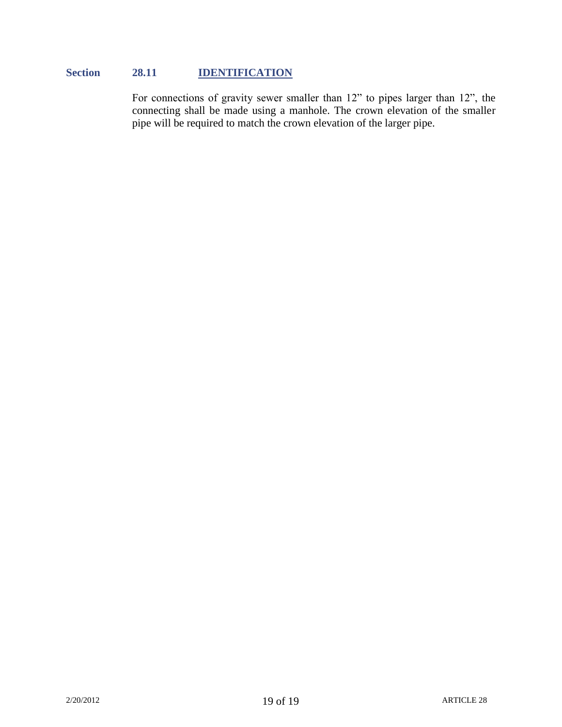## Section 28.11 IDENTIFICATION

For connections of gravity sewer smaller than 12" to pipes larger than 12", the connecting shall be made using a manhole. The crown elevation of the smaller pipe will be required to match the crown elevation of the larger pipe.